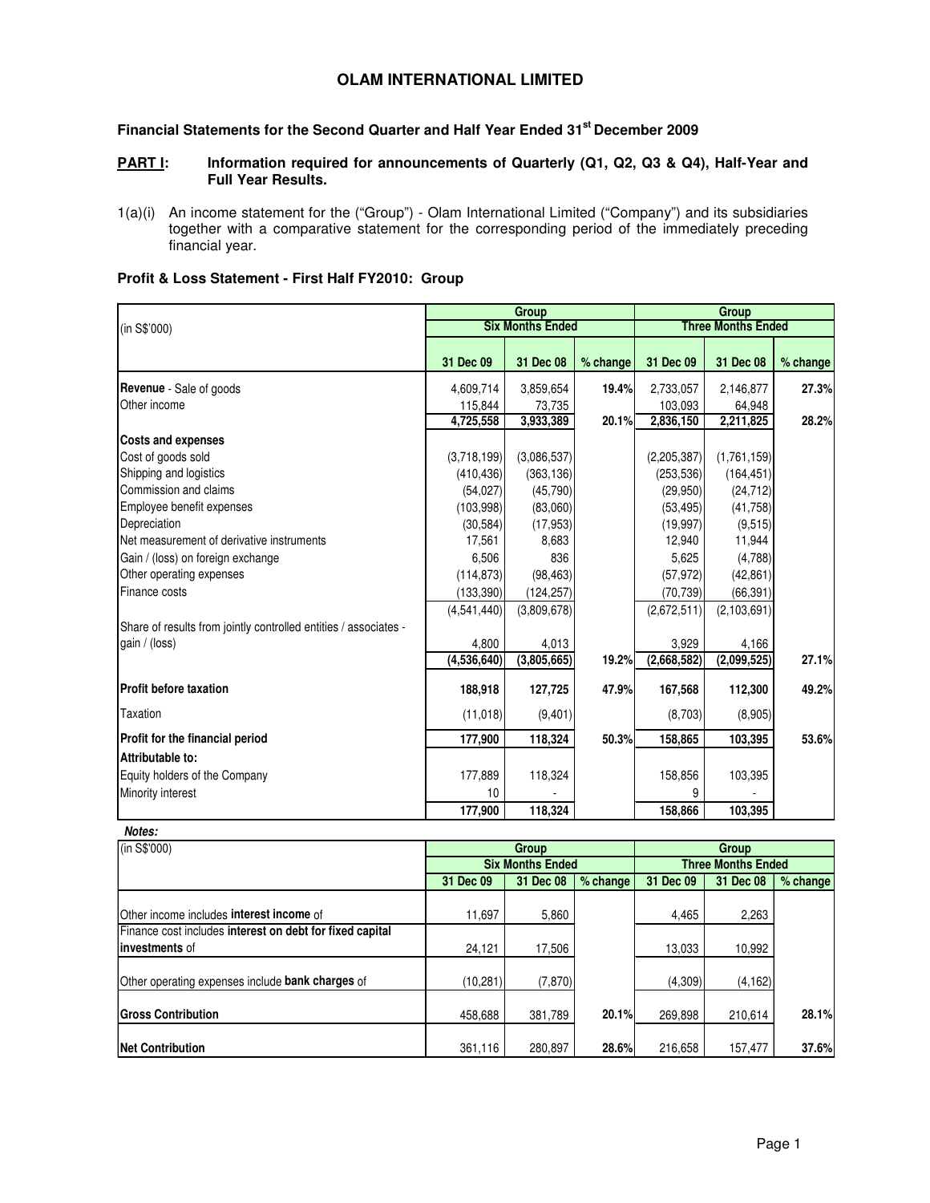# OLAM INTERNATIONAL LIMITED

## Financial Statements for the Second Quarter and Half Year Ended 31st December 2009

**PART I: Information required for announcements of Quarterly (Q1, Q2, Q3 & Q4), Half-Year and Full Year Results.**

1(a)(i) An income statement for the ("Group") - Olam International Limited ("Company") and its subsidiaries together with a comparative statement for the corresponding period of the immediately preceding financial year.

### Profit & Loss Statement - First Half FY2010: Group

| (in S$'000) | Group | | | Group | | |
|---|---|---|---|---|---|---|
| | Six Months Ended | | | Three Months Ended | | |
| | 31 Dec 09 | 31 Dec 08 | % change | 31 Dec 09 | 31 Dec 08 | % change |
| **Revenue** - Sale of goods | 4,609,714 | 3,859,654 | **19.4%** | 2,733,057 | 2,146,877 | **27.3%** |
| Other income | 115,844 | 73,735 | | 103,093 | 64,948 | |
| | **4,725,558** | **3,933,389** | **20.1%** | **2,836,150** | **2,211,825** | **28.2%** |
| **Costs and expenses** | | | | | | |
| Cost of goods sold | (3,718,199) | (3,086,537) | | (2,205,387) | (1,761,159) | |
| Shipping and logistics | (410,436) | (363,136) | | (253,536) | (164,451) | |
| Commission and claims | (54,027) | (45,790) | | (29,950) | (24,712) | |
| Employee benefit expenses | (103,998) | (83,060) | | (53,495) | (41,758) | |
| Depreciation | (30,584) | (17,953) | | (19,997) | (9,515) | |
| Net measurement of derivative instruments | 17,561 | 8,683 | | 12,940 | 11,944 | |
| Gain / (loss) on foreign exchange | 6,506 | 836 | | 5,625 | (4,788) | |
| Other operating expenses | (114,873) | (98,463) | | (57,972) | (42,861) | |
| Finance costs | (133,390) | (124,257) | | (70,739) | (66,391) | |
| | (4,541,440) | (3,809,678) | | (2,672,511) | (2,103,691) | |
| Share of results from jointly controlled entities / associates - gain / (loss) | 4,800 | 4,013 | | 3,929 | 4,166 | |
| | **(4,536,640)** | **(3,805,665)** | **19.2%** | **(2,668,582)** | **(2,099,525)** | **27.1%** |
| **Profit before taxation** | **188,918** | **127,725** | **47.9%** | **167,568** | **112,300** | **49.2%** |
| Taxation | (11,018) | (9,401) | | (8,703) | (8,905) | |
| **Profit for the financial period** | **177,900** | **118,324** | **50.3%** | **158,865** | **103,395** | **53.6%** |
| **Attributable to:** | | | | | | |
| Equity holders of the Company | 177,889 | 118,324 | | 158,856 | 103,395 | |
| Minority interest | 10 | - | | 9 | - | |
| | **177,900** | **118,324** | | **158,866** | **103,395** | |

***Notes:***

| (in S$'000) | Group | | | Group | | |
|---|---|---|---|---|---|---|
| | Six Months Ended | | | Three Months Ended | | |
| | 31 Dec 09 | 31 Dec 08 | % change | 31 Dec 09 | 31 Dec 08 | % change |
| Other income includes **interest income** of | 11,697 | 5,860 | | 4,465 | 2,263 | |
| Finance cost includes **interest on debt for fixed capital investments** of | 24,121 | 17,506 | | 13,033 | 10,992 | |
| Other operating expenses include **bank charges** of | (10,281) | (7,870) | | (4,309) | (4,162) | |
| **Gross Contribution** | 458,688 | 381,789 | **20.1%** | 269,898 | 210,614 | **28.1%** |
| **Net Contribution** | 361,116 | 280,897 | **28.6%** | 216,658 | 157,477 | **37.6%** |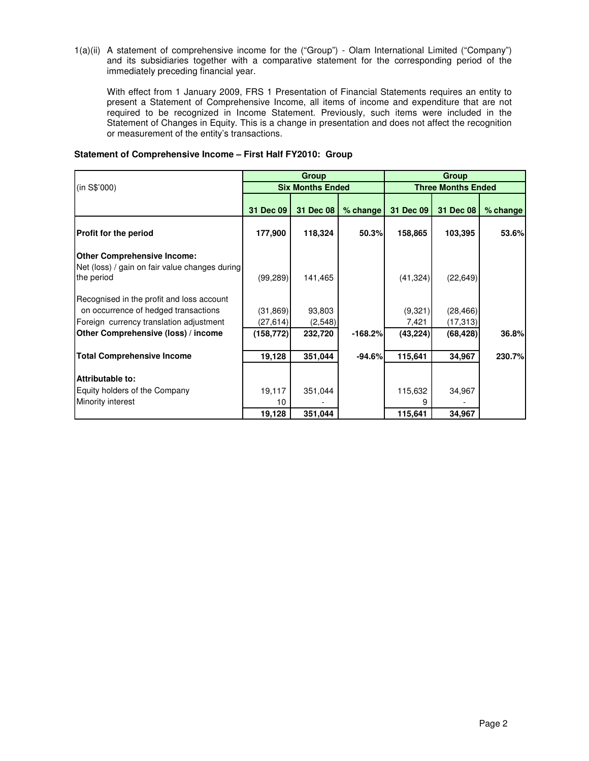1(a)(ii) A statement of comprehensive income for the ("Group") - Olam International Limited ("Company") and its subsidiaries together with a comparative statement for the corresponding period of the immediately preceding financial year.

With effect from 1 January 2009, FRS 1 Presentation of Financial Statements requires an entity to present a Statement of Comprehensive Income, all items of income and expenditure that are not required to be recognized in Income Statement. Previously, such items were included in the Statement of Changes in Equity. This is a change in presentation and does not affect the recognition or measurement of the entity's transactions.

**Statement of Comprehensive Income – First Half FY2010: Group**

| (in S$'000) | Group | | | Group | | |
|---|---|---|---|---|---|---|
| | Six Months Ended | | | Three Months Ended | | |
| | 31 Dec 09 | 31 Dec 08 | % change | 31 Dec 09 | 31 Dec 08 | % change |
| **Profit for the period** | **177,900** | **118,324** | **50.3%** | **158,865** | **103,395** | **53.6%** |
| **Other Comprehensive Income:** | | | | | | |
| Net (loss) / gain on fair value changes during the period | (99,289) | 141,465 | | (41,324) | (22,649) | |
| Recognised in the profit and loss account on occurrence of hedged transactions | (31,869) | 93,803 | | (9,321) | (28,466) | |
| Foreign currency translation adjustment | (27,614) | (2,548) | | 7,421 | (17,313) | |
| **Other Comprehensive (loss) / income** | **(158,772)** | **232,720** | **-168.2%** | **(43,224)** | **(68,428)** | **36.8%** |
| **Total Comprehensive Income** | **19,128** | **351,044** | **-94.6%** | **115,641** | **34,967** | **230.7%** |
| **Attributable to:** | | | | | | |
| Equity holders of the Company | 19,117 | 351,044 | | 115,632 | 34,967 | |
| Minority interest | 10 | - | | 9 | - | |
| | **19,128** | **351,044** | | **115,641** | **34,967** | |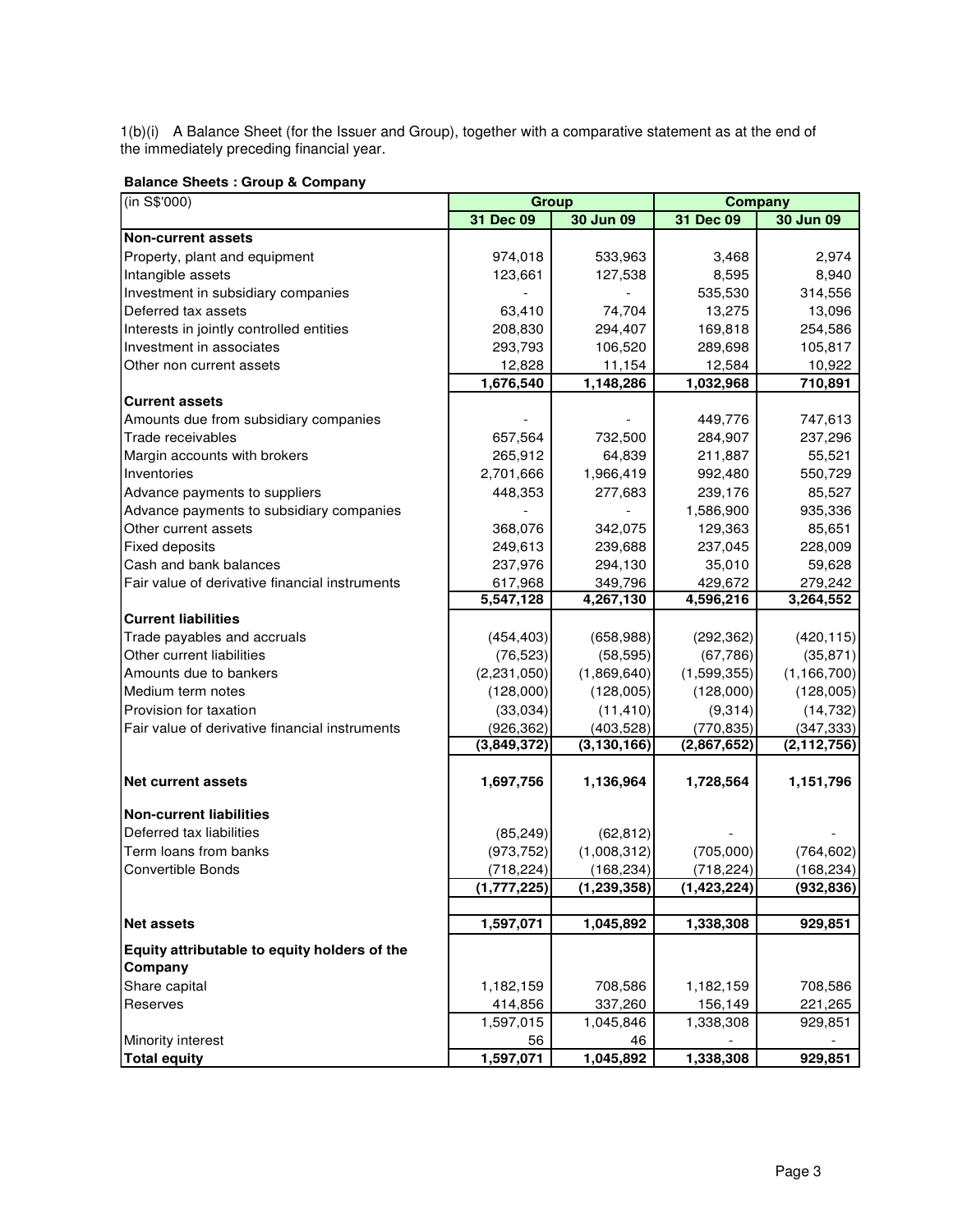1(b)(i) A Balance Sheet (for the Issuer and Group), together with a comparative statement as at the end of the immediately preceding financial year.

**Balance Sheets : Group & Company**

| (in S$'000) | Group | | Company | |
|---|---|---|---|---|
| | **31 Dec 09** | **30 Jun 09** | **31 Dec 09** | **30 Jun 09** |
| **Non-current assets** | | | | |
| Property, plant and equipment | 974,018 | 533,963 | 3,468 | 2,974 |
| Intangible assets | 123,661 | 127,538 | 8,595 | 8,940 |
| Investment in subsidiary companies | - | - | 535,530 | 314,556 |
| Deferred tax assets | 63,410 | 74,704 | 13,275 | 13,096 |
| Interests in jointly controlled entities | 208,830 | 294,407 | 169,818 | 254,586 |
| Investment in associates | 293,793 | 106,520 | 289,698 | 105,817 |
| Other non current assets | 12,828 | 11,154 | 12,584 | 10,922 |
| | **1,676,540** | **1,148,286** | **1,032,968** | **710,891** |
| **Current assets** | | | | |
| Amounts due from subsidiary companies | - | - | 449,776 | 747,613 |
| Trade receivables | 657,564 | 732,500 | 284,907 | 237,296 |
| Margin accounts with brokers | 265,912 | 64,839 | 211,887 | 55,521 |
| Inventories | 2,701,666 | 1,966,419 | 992,480 | 550,729 |
| Advance payments to suppliers | 448,353 | 277,683 | 239,176 | 85,527 |
| Advance payments to subsidiary companies | - | - | 1,586,900 | 935,336 |
| Other current assets | 368,076 | 342,075 | 129,363 | 85,651 |
| Fixed deposits | 249,613 | 239,688 | 237,045 | 228,009 |
| Cash and bank balances | 237,976 | 294,130 | 35,010 | 59,628 |
| Fair value of derivative financial instruments | 617,968 | 349,796 | 429,672 | 279,242 |
| | **5,547,128** | **4,267,130** | **4,596,216** | **3,264,552** |
| **Current liabilities** | | | | |
| Trade payables and accruals | (454,403) | (658,988) | (292,362) | (420,115) |
| Other current liabilities | (76,523) | (58,595) | (67,786) | (35,871) |
| Amounts due to bankers | (2,231,050) | (1,869,640) | (1,599,355) | (1,166,700) |
| Medium term notes | (128,000) | (128,005) | (128,000) | (128,005) |
| Provision for taxation | (33,034) | (11,410) | (9,314) | (14,732) |
| Fair value of derivative financial instruments | (926,362) | (403,528) | (770,835) | (347,333) |
| | **(3,849,372)** | **(3,130,166)** | **(2,867,652)** | **(2,112,756)** |
| **Net current assets** | **1,697,756** | **1,136,964** | **1,728,564** | **1,151,796** |
| **Non-current liabilities** | | | | |
| Deferred tax liabilities | (85,249) | (62,812) | - | - |
| Term loans from banks | (973,752) | (1,008,312) | (705,000) | (764,602) |
| Convertible Bonds | (718,224) | (168,234) | (718,224) | (168,234) |
| | **(1,777,225)** | **(1,239,358)** | **(1,423,224)** | **(932,836)** |
| **Net assets** | **1,597,071** | **1,045,892** | **1,338,308** | **929,851** |
| **Equity attributable to equity holders of the Company** | | | | |
| Share capital | 1,182,159 | 708,586 | 1,182,159 | 708,586 |
| Reserves | 414,856 | 337,260 | 156,149 | 221,265 |
| | 1,597,015 | 1,045,846 | 1,338,308 | 929,851 |
| Minority interest | 56 | 46 | - | - |
| **Total equity** | **1,597,071** | **1,045,892** | **1,338,308** | **929,851** |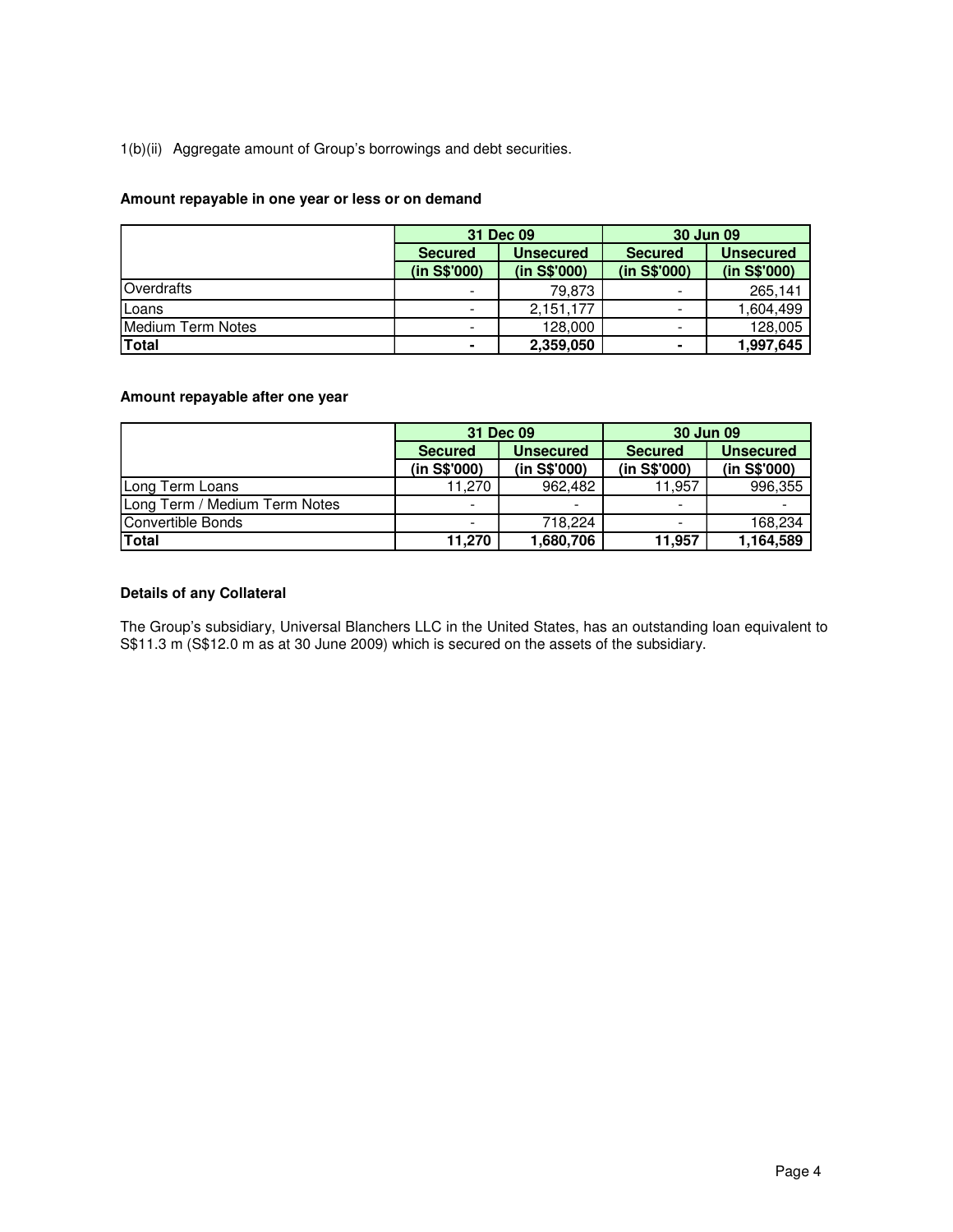1(b)(ii) Aggregate amount of Group's borrowings and debt securities.

**Amount repayable in one year or less or on demand**

| | 31 Dec 09 | | 30 Jun 09 | |
|---|---|---|---|---|
| | Secured (in S$'000) | Unsecured (in S$'000) | Secured (in S$'000) | Unsecured (in S$'000) |
| Overdrafts | - | 79,873 | - | 265,141 |
| Loans | - | 2,151,177 | - | 1,604,499 |
| Medium Term Notes | - | 128,000 | - | 128,005 |
| **Total** | **-** | **2,359,050** | **-** | **1,997,645** |

**Amount repayable after one year**

| | 31 Dec 09 | | 30 Jun 09 | |
|---|---|---|---|---|
| | Secured (in S$'000) | Unsecured (in S$'000) | Secured (in S$'000) | Unsecured (in S$'000) |
| Long Term Loans | 11,270 | 962,482 | 11,957 | 996,355 |
| Long Term / Medium Term Notes | - | - | - | - |
| Convertible Bonds | - | 718,224 | - | 168,234 |
| **Total** | **11,270** | **1,680,706** | **11,957** | **1,164,589** |

**Details of any Collateral**

The Group's subsidiary, Universal Blanchers LLC in the United States, has an outstanding loan equivalent to S$11.3 m (S$12.0 m as at 30 June 2009) which is secured on the assets of the subsidiary.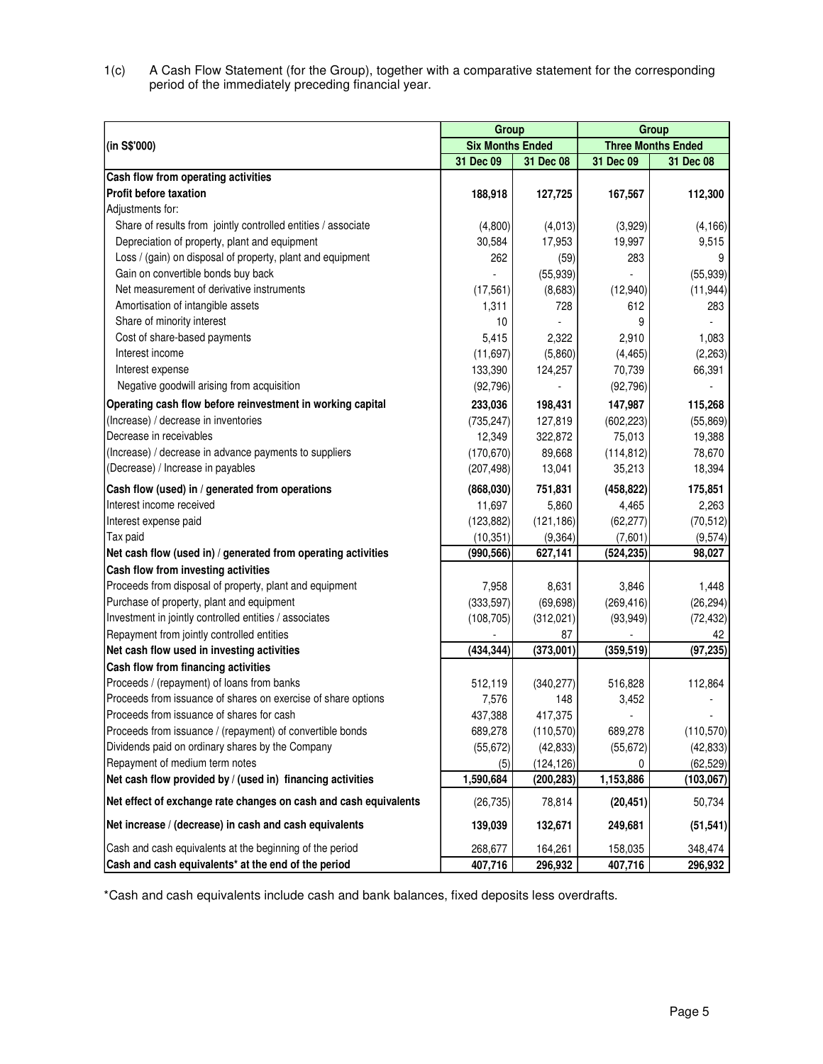1(c) A Cash Flow Statement (for the Group), together with a comparative statement for the corresponding period of the immediately preceding financial year.

| (in S$'000) | Group | | Group | |
|---|---|---|---|---|
| | Six Months Ended | | Three Months Ended | |
| | 31 Dec 09 | 31 Dec 08 | 31 Dec 09 | 31 Dec 08 |
| **Cash flow from operating activities** | | | | |
| **Profit before taxation** | **188,918** | **127,725** | **167,567** | **112,300** |
| Adjustments for: | | | | |
| Share of results from jointly controlled entities / associate | (4,800) | (4,013) | (3,929) | (4,166) |
| Depreciation of property, plant and equipment | 30,584 | 17,953 | 19,997 | 9,515 |
| Loss / (gain) on disposal of property, plant and equipment | 262 | (59) | 283 | 9 |
| Gain on convertible bonds buy back | - | (55,939) | - | (55,939) |
| Net measurement of derivative instruments | (17,561) | (8,683) | (12,940) | (11,944) |
| Amortisation of intangible assets | 1,311 | 728 | 612 | 283 |
| Share of minority interest | 10 | - | 9 | - |
| Cost of share-based payments | 5,415 | 2,322 | 2,910 | 1,083 |
| Interest income | (11,697) | (5,860) | (4,465) | (2,263) |
| Interest expense | 133,390 | 124,257 | 70,739 | 66,391 |
| Negative goodwill arising from acquisition | (92,796) | - | (92,796) | - |
| **Operating cash flow before reinvestment in working capital** | **233,036** | **198,431** | **147,987** | **115,268** |
| (Increase) / decrease in inventories | (735,247) | 127,819 | (602,223) | (55,869) |
| Decrease in receivables | 12,349 | 322,872 | 75,013 | 19,388 |
| (Increase) / decrease in advance payments to suppliers | (170,670) | 89,668 | (114,812) | 78,670 |
| (Decrease) / Increase in payables | (207,498) | 13,041 | 35,213 | 18,394 |
| **Cash flow (used) in / generated from operations** | **(868,030)** | **751,831** | **(458,822)** | **175,851** |
| Interest income received | 11,697 | 5,860 | 4,465 | 2,263 |
| Interest expense paid | (123,882) | (121,186) | (62,277) | (70,512) |
| Tax paid | (10,351) | (9,364) | (7,601) | (9,574) |
| **Net cash flow (used in) / generated from operating activities** | **(990,566)** | **627,141** | **(524,235)** | **98,027** |
| **Cash flow from investing activities** | | | | |
| Proceeds from disposal of property, plant and equipment | 7,958 | 8,631 | 3,846 | 1,448 |
| Purchase of property, plant and equipment | (333,597) | (69,698) | (269,416) | (26,294) |
| Investment in jointly controlled entities / associates | (108,705) | (312,021) | (93,949) | (72,432) |
| Repayment from jointly controlled entities | - | 87 | - | 42 |
| **Net cash flow used in investing activities** | **(434,344)** | **(373,001)** | **(359,519)** | **(97,235)** |
| **Cash flow from financing activities** | | | | |
| Proceeds / (repayment) of loans from banks | 512,119 | (340,277) | 516,828 | 112,864 |
| Proceeds from issuance of shares on exercise of share options | 7,576 | 148 | 3,452 | - |
| Proceeds from issuance of shares for cash | 437,388 | 417,375 | - | - |
| Proceeds from issuance / (repayment) of convertible bonds | 689,278 | (110,570) | 689,278 | (110,570) |
| Dividends paid on ordinary shares by the Company | (55,672) | (42,833) | (55,672) | (42,833) |
| Repayment of medium term notes | (5) | (124,126) | 0 | (62,529) |
| **Net cash flow provided by / (used in) financing activities** | **1,590,684** | **(200,283)** | **1,153,886** | **(103,067)** |
| **Net effect of exchange rate changes on cash and cash equivalents** | (26,735) | 78,814 | **(20,451)** | 50,734 |
| **Net increase / (decrease) in cash and cash equivalents** | **139,039** | **132,671** | **249,681** | **(51,541)** |
| Cash and cash equivalents at the beginning of the period | 268,677 | 164,261 | 158,035 | 348,474 |
| **Cash and cash equivalents* at the end of the period** | **407,716** | **296,932** | **407,716** | **296,932** |

*Cash and cash equivalents include cash and bank balances, fixed deposits less overdrafts.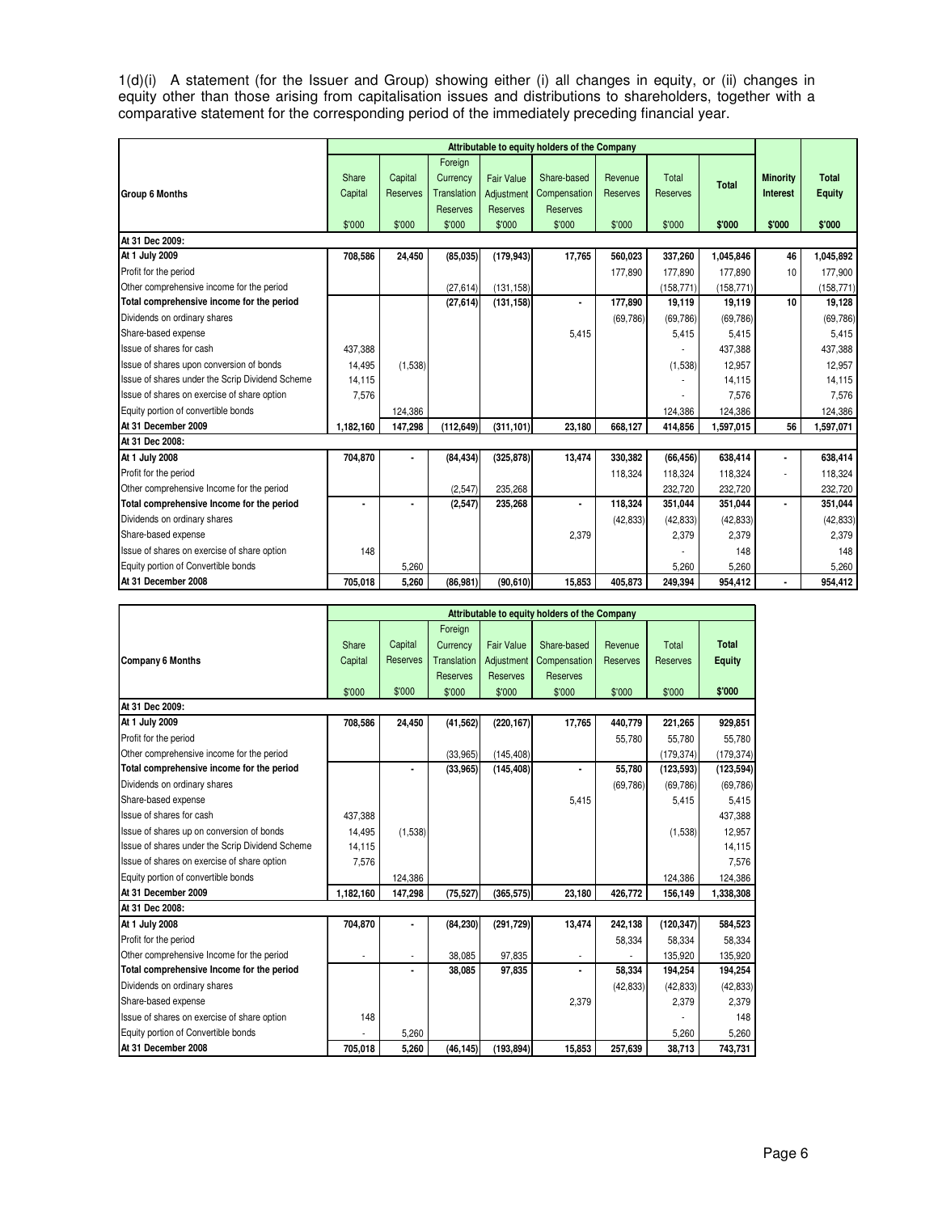1(d)(i) A statement (for the Issuer and Group) showing either (i) all changes in equity, or (ii) changes in equity other than those arising from capitalisation issues and distributions to shareholders, together with a comparative statement for the corresponding period of the immediately preceding financial year.

| Group 6 Months | Attributable to equity holders of the Company | | | | | | | | Minority Interest | Total Equity |
|---|---|---|---|---|---|---|---|---|---|---|
| | Share Capital | Capital Reserves | Foreign Currency Translation Reserves | Fair Value Adjustment Reserves | Share-based Compensation Reserves | Revenue Reserves | Total Reserves | Total | | |
| | $'000 | $'000 | $'000 | $'000 | $'000 | $'000 | $'000 | $'000 | $'000 | $'000 |
| **At 31 Dec 2009:** | | | | | | | | | | |
| **At 1 July 2009** | 708,586 | 24,450 | (85,035) | (179,943) | 17,765 | 560,023 | 337,260 | 1,045,846 | 46 | 1,045,892 |
| Profit for the period | | | | | | 177,890 | 177,890 | 177,890 | 10 | 177,900 |
| Other comprehensive income for the period | | | (27,614) | (131,158) | | | (158,771) | (158,771) | | (158,771) |
| **Total comprehensive income for the period** | | | (27,614) | (131,158) | - | 177,890 | 19,119 | 19,119 | 10 | 19,128 |
| Dividends on ordinary shares | | | | | | (69,786) | (69,786) | (69,786) | | (69,786) |
| Share-based expense | | | | | 5,415 | | 5,415 | 5,415 | | 5,415 |
| Issue of shares for cash | 437,388 | | | | | | - | 437,388 | | 437,388 |
| Issue of shares upon conversion of bonds | 14,495 | (1,538) | | | | | (1,538) | 12,957 | | 12,957 |
| Issue of shares under the Scrip Dividend Scheme | 14,115 | | | | | | - | 14,115 | | 14,115 |
| Issue of shares on exercise of share option | 7,576 | | | | | | - | 7,576 | | 7,576 |
| Equity portion of convertible bonds | | 124,386 | | | | | 124,386 | 124,386 | | 124,386 |
| **At 31 December 2009** | 1,182,160 | 147,298 | (112,649) | (311,101) | 23,180 | 668,127 | 414,856 | 1,597,015 | 56 | 1,597,071 |
| **At 31 Dec 2008:** | | | | | | | | | | |
| **At 1 July 2008** | 704,870 | - | (84,434) | (325,878) | 13,474 | 330,382 | (66,456) | 638,414 | - | 638,414 |
| Profit for the period | | | | | | 118,324 | 118,324 | 118,324 | - | 118,324 |
| Other comprehensive Income for the period | | | (2,547) | 235,268 | | | 232,720 | 232,720 | | 232,720 |
| **Total comprehensive Income for the period** | - | - | (2,547) | 235,268 | - | 118,324 | 351,044 | 351,044 | - | 351,044 |
| Dividends on ordinary shares | | | | | | (42,833) | (42,833) | (42,833) | | (42,833) |
| Share-based expense | | | | | 2,379 | | 2,379 | 2,379 | | 2,379 |
| Issue of shares on exercise of share option | 148 | | | | | | - | 148 | | 148 |
| Equity portion of Convertible bonds | | 5,260 | | | | | 5,260 | 5,260 | | 5,260 |
| **At 31 December 2008** | 705,018 | 5,260 | (86,981) | (90,610) | 15,853 | 405,873 | 249,394 | 954,412 | - | 954,412 |

| Company 6 Months | Attributable to equity holders of the Company | | | | | | | |
|---|---|---|---|---|---|---|---|---|
| | Share Capital | Capital Reserves | Foreign Currency Translation Reserves | Fair Value Adjustment Reserves | Share-based Compensation Reserves | Revenue Reserves | Total Reserves | Total Equity |
| | $'000 | $'000 | $'000 | $'000 | $'000 | $'000 | $'000 | $'000 |
| **At 31 Dec 2009:** | | | | | | | | |
| **At 1 July 2009** | 708,586 | 24,450 | (41,562) | (220,167) | 17,765 | 440,779 | 221,265 | 929,851 |
| Profit for the period | | | | | | 55,780 | 55,780 | 55,780 |
| Other comprehensive income for the period | | | (33,965) | (145,408) | | | (179,374) | (179,374) |
| **Total comprehensive income for the period** | | - | (33,965) | (145,408) | - | 55,780 | (123,593) | (123,594) |
| Dividends on ordinary shares | | | | | | (69,786) | (69,786) | (69,786) |
| Share-based expense | | | | | 5,415 | | 5,415 | 5,415 |
| Issue of shares for cash | 437,388 | | | | | | | 437,388 |
| Issue of shares up on conversion of bonds | 14,495 | (1,538) | | | | | (1,538) | 12,957 |
| Issue of shares under the Scrip Dividend Scheme | 14,115 | | | | | | | 14,115 |
| Issue of shares on exercise of share option | 7,576 | | | | | | | 7,576 |
| Equity portion of convertible bonds | | 124,386 | | | | | 124,386 | 124,386 |
| **At 31 December 2009** | 1,182,160 | 147,298 | (75,527) | (365,575) | 23,180 | 426,772 | 156,149 | 1,338,308 |
| **At 31 Dec 2008:** | | | | | | | | |
| **At 1 July 2008** | 704,870 | - | (84,230) | (291,729) | 13,474 | 242,138 | (120,347) | 584,523 |
| Profit for the period | | | | | | 58,334 | 58,334 | 58,334 |
| Other comprehensive Income for the period | - | - | 38,085 | 97,835 | - | - | 135,920 | 135,920 |
| **Total comprehensive Income for the period** | | - | 38,085 | 97,835 | - | 58,334 | 194,254 | 194,254 |
| Dividends on ordinary shares | | | | | | (42,833) | (42,833) | (42,833) |
| Share-based expense | | | | | 2,379 | | 2,379 | 2,379 |
| Issue of shares on exercise of share option | 148 | | | | | | - | 148 |
| Equity portion of Convertible bonds | - | 5,260 | | | | | 5,260 | 5,260 |
| **At 31 December 2008** | 705,018 | 5,260 | (46,145) | (193,894) | 15,853 | 257,639 | 38,713 | 743,731 |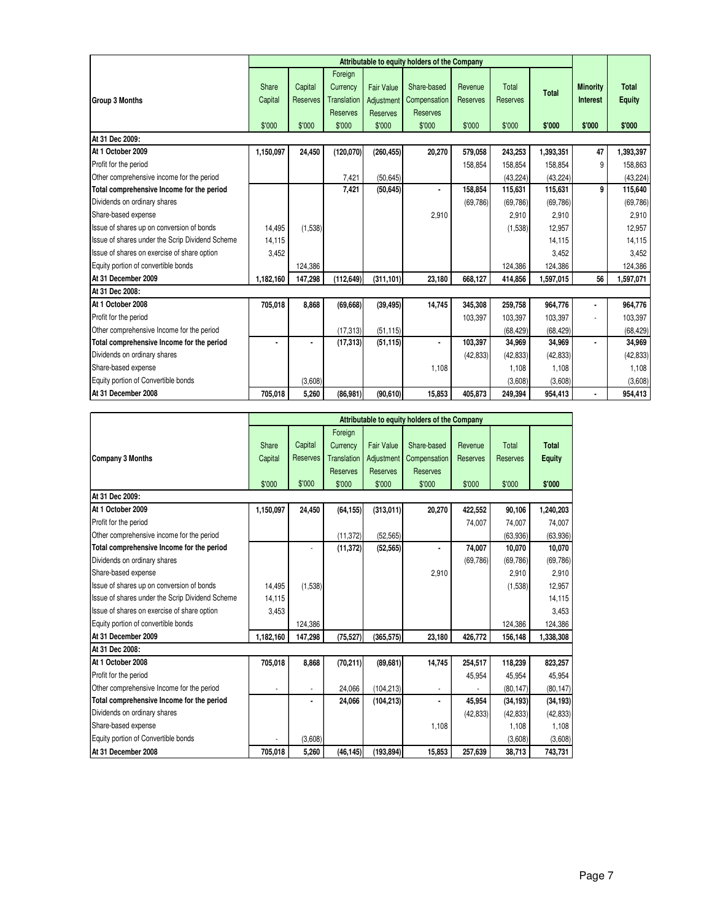| Group 3 Months | Attributable to equity holders of the Company | | | | | | | | | |
|---|---|---|---|---|---|---|---|---|---|---|
| | Share Capital | Capital Reserves | Foreign Currency Translation Reserves | Fair Value Adjustment Reserves | Share-based Compensation Reserves | Revenue Reserves | Total Reserves | **Total** | **Minority Interest** | **Total Equity** |
| | $'000 | $'000 | $'000 | $'000 | $'000 | $'000 | $'000 | **$'000** | **$'000** | **$'000** |
| **At 31 Dec 2009:** | | | | | | | | | | |
| **At 1 October 2009** | **1,150,097** | **24,450** | **(120,070)** | **(260,455)** | **20,270** | **579,058** | **243,253** | **1,393,351** | **47** | **1,393,397** |
| Profit for the period | | | | | | 158,854 | 158,854 | 158,854 | 9 | 158,863 |
| Other comprehensive income for the period | | | 7,421 | (50,645) | | | (43,224) | (43,224) | | (43,224) |
| **Total comprehensive Income for the period** | | | **7,421** | **(50,645)** | **-** | **158,854** | **115,631** | **115,631** | **9** | **115,640** |
| Dividends on ordinary shares | | | | | | (69,786) | (69,786) | (69,786) | | (69,786) |
| Share-based expense | | | | | 2,910 | | 2,910 | 2,910 | | 2,910 |
| Issue of shares up on conversion of bonds | 14,495 | (1,538) | | | | | (1,538) | 12,957 | | 12,957 |
| Issue of shares under the Scrip Dividend Scheme | 14,115 | | | | | | | 14,115 | | 14,115 |
| Issue of shares on exercise of share option | 3,452 | | | | | | | 3,452 | | 3,452 |
| Equity portion of convertible bonds | | 124,386 | | | | | 124,386 | 124,386 | | 124,386 |
| **At 31 December 2009** | **1,182,160** | **147,298** | **(112,649)** | **(311,101)** | **23,180** | **668,127** | **414,856** | **1,597,015** | **56** | **1,597,071** |
| **At 31 Dec 2008:** | | | | | | | | | | |
| **At 1 October 2008** | **705,018** | **8,868** | **(69,668)** | **(39,495)** | **14,745** | **345,308** | **259,758** | **964,776** | **-** | **964,776** |
| Profit for the period | | | | | | 103,397 | 103,397 | 103,397 | - | 103,397 |
| Other comprehensive Income for the period | | | (17,313) | (51,115) | | | (68,429) | (68,429) | | (68,429) |
| **Total comprehensive Income for the period** | **-** | **-** | **(17,313)** | **(51,115)** | **-** | **103,397** | **34,969** | **34,969** | **-** | **34,969** |
| Dividends on ordinary shares | | | | | | (42,833) | (42,833) | (42,833) | | (42,833) |
| Share-based expense | | | | | 1,108 | | 1,108 | 1,108 | | 1,108 |
| Equity portion of Convertible bonds | | (3,608) | | | | | (3,608) | (3,608) | | (3,608) |
| **At 31 December 2008** | **705,018** | **5,260** | **(86,981)** | **(90,610)** | **15,853** | **405,873** | **249,394** | **954,413** | **-** | **954,413** |

| Company 3 Months | Attributable to equity holders of the Company | | | | | | | |
|---|---|---|---|---|---|---|---|---|
| | Share Capital | Capital Reserves | Foreign Currency Translation Reserves | Fair Value Adjustment Reserves | Share-based Compensation Reserves | Revenue Reserves | Total Reserves | **Total Equity** |
| | $'000 | $'000 | $'000 | $'000 | $'000 | $'000 | $'000 | **$'000** |
| **At 31 Dec 2009:** | | | | | | | | |
| **At 1 October 2009** | **1,150,097** | **24,450** | **(64,155)** | **(313,011)** | **20,270** | **422,552** | **90,106** | **1,240,203** |
| Profit for the period | | | | | | 74,007 | 74,007 | 74,007 |
| Other comprehensive income for the period | | | (11,372) | (52,565) | | | (63,936) | (63,936) |
| **Total comprehensive Income for the period** | | - | **(11,372)** | **(52,565)** | **-** | **74,007** | **10,070** | **10,070** |
| Dividends on ordinary shares | | | | | | (69,786) | (69,786) | (69,786) |
| Share-based expense | | | | | 2,910 | | 2,910 | 2,910 |
| Issue of shares up on conversion of bonds | 14,495 | (1,538) | | | | | (1,538) | 12,957 |
| Issue of shares under the Scrip Dividend Scheme | 14,115 | | | | | | | 14,115 |
| Issue of shares on exercise of share option | 3,453 | | | | | | | 3,453 |
| Equity portion of convertible bonds | | 124,386 | | | | | 124,386 | 124,386 |
| **At 31 December 2009** | **1,182,160** | **147,298** | **(75,527)** | **(365,575)** | **23,180** | **426,772** | **156,148** | **1,338,308** |
| **At 31 Dec 2008:** | | | | | | | | |
| **At 1 October 2008** | **705,018** | **8,868** | **(70,211)** | **(89,681)** | **14,745** | **254,517** | **118,239** | **823,257** |
| Profit for the period | | | | | | 45,954 | 45,954 | 45,954 |
| Other comprehensive Income for the period | - | - | 24,066 | (104,213) | - | - | (80,147) | (80,147) |
| **Total comprehensive Income for the period** | | **-** | **24,066** | **(104,213)** | **-** | **45,954** | **(34,193)** | **(34,193)** |
| Dividends on ordinary shares | | | | | | (42,833) | (42,833) | (42,833) |
| Share-based expense | | | | | 1,108 | | 1,108 | 1,108 |
| Equity portion of Convertible bonds | - | (3,608) | | | | | (3,608) | (3,608) |
| **At 31 December 2008** | **705,018** | **5,260** | **(46,145)** | **(193,894)** | **15,853** | **257,639** | **38,713** | **743,731** |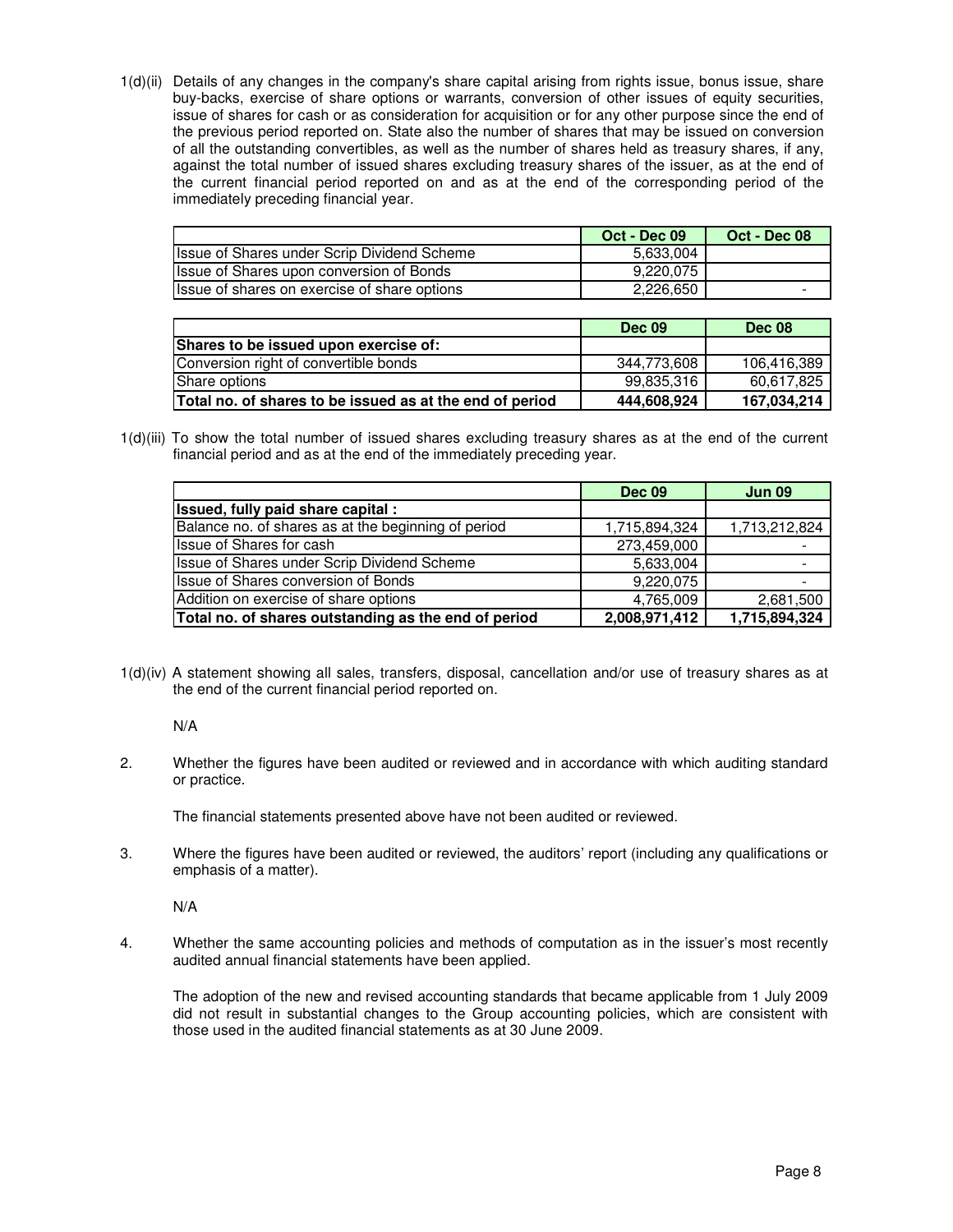1(d)(ii) Details of any changes in the company's share capital arising from rights issue, bonus issue, share buy-backs, exercise of share options or warrants, conversion of other issues of equity securities, issue of shares for cash or as consideration for acquisition or for any other purpose since the end of the previous period reported on. State also the number of shares that may be issued on conversion of all the outstanding convertibles, as well as the number of shares held as treasury shares, if any, against the total number of issued shares excluding treasury shares of the issuer, as at the end of the current financial period reported on and as at the end of the corresponding period of the immediately preceding financial year.

| | Oct - Dec 09 | Oct - Dec 08 |
|---|---|---|
| Issue of Shares under Scrip Dividend Scheme | 5,633,004 | |
| Issue of Shares upon conversion of Bonds | 9,220,075 | |
| Issue of shares on exercise of share options | 2,226,650 | - |

| | Dec 09 | Dec 08 |
|---|---|---|
| **Shares to be issued upon exercise of:** | | |
| Conversion right of convertible bonds | 344,773,608 | 106,416,389 |
| Share options | 99,835,316 | 60,617,825 |
| **Total no. of shares to be issued as at the end of period** | **444,608,924** | **167,034,214** |

1(d)(iii) To show the total number of issued shares excluding treasury shares as at the end of the current financial period and as at the end of the immediately preceding year.

| | Dec 09 | Jun 09 |
|---|---|---|
| **Issued, fully paid share capital :** | | |
| Balance no. of shares as at the beginning of period | 1,715,894,324 | 1,713,212,824 |
| Issue of Shares for cash | 273,459,000 | - |
| Issue of Shares under Scrip Dividend Scheme | 5,633,004 | - |
| Issue of Shares conversion of Bonds | 9,220,075 | - |
| Addition on exercise of share options | 4,765,009 | 2,681,500 |
| **Total no. of shares outstanding as the end of period** | **2,008,971,412** | **1,715,894,324** |

1(d)(iv) A statement showing all sales, transfers, disposal, cancellation and/or use of treasury shares as at the end of the current financial period reported on.

N/A

2. Whether the figures have been audited or reviewed and in accordance with which auditing standard or practice.

The financial statements presented above have not been audited or reviewed.

3. Where the figures have been audited or reviewed, the auditors' report (including any qualifications or emphasis of a matter).

N/A

4. Whether the same accounting policies and methods of computation as in the issuer's most recently audited annual financial statements have been applied.

The adoption of the new and revised accounting standards that became applicable from 1 July 2009 did not result in substantial changes to the Group accounting policies, which are consistent with those used in the audited financial statements as at 30 June 2009.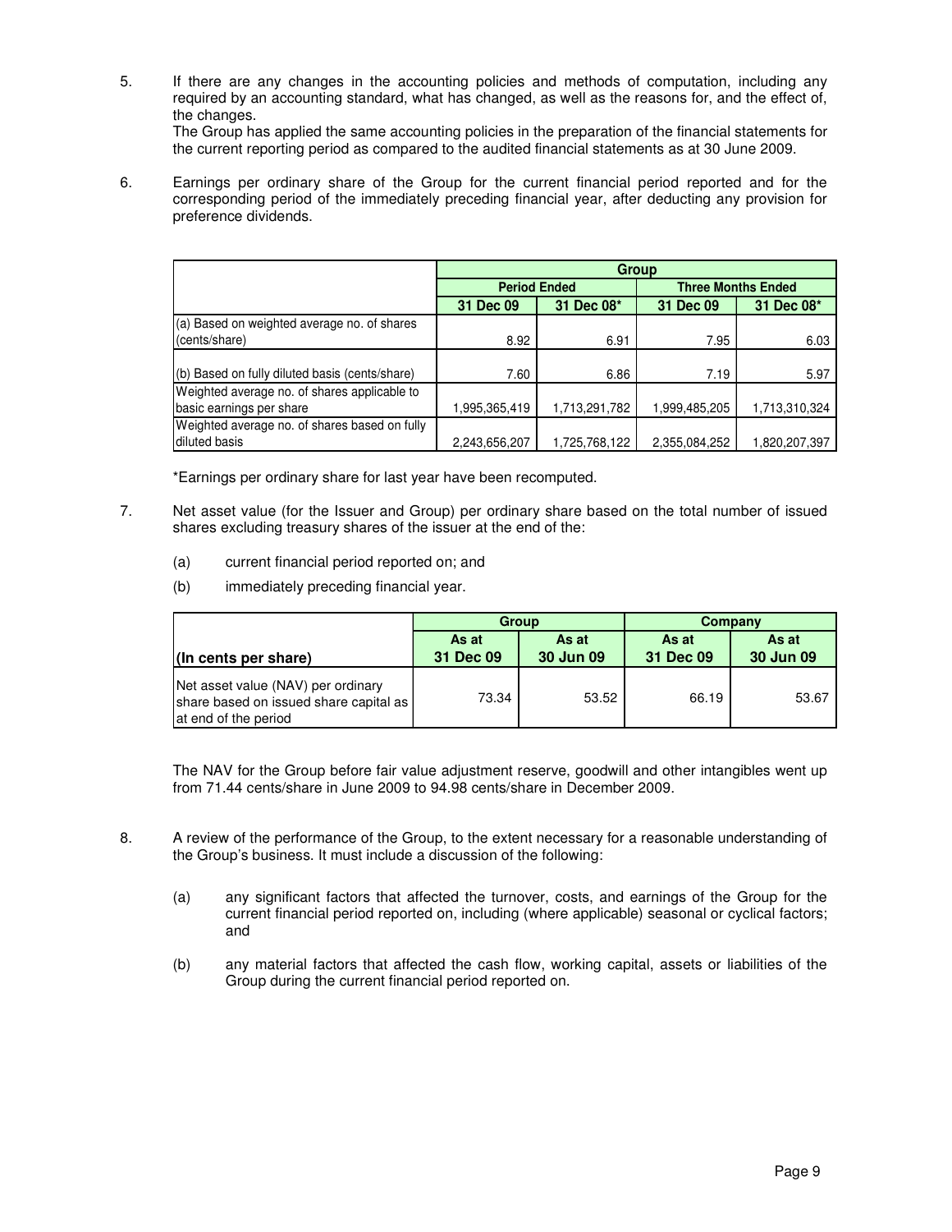5. If there are any changes in the accounting policies and methods of computation, including any required by an accounting standard, what has changed, as well as the reasons for, and the effect of, the changes.
   The Group has applied the same accounting policies in the preparation of the financial statements for the current reporting period as compared to the audited financial statements as at 30 June 2009.

6. Earnings per ordinary share of the Group for the current financial period reported and for the corresponding period of the immediately preceding financial year, after deducting any provision for preference dividends.

| | Group | | | |
|---|---|---|---|---|
| | Period Ended | | Three Months Ended | |
| | 31 Dec 09 | 31 Dec 08* | 31 Dec 09 | 31 Dec 08* |
| (a) Based on weighted average no. of shares (cents/share) | 8.92 | 6.91 | 7.95 | 6.03 |
| (b) Based on fully diluted basis (cents/share) | 7.60 | 6.86 | 7.19 | 5.97 |
| Weighted average no. of shares applicable to basic earnings per share | 1,995,365,419 | 1,713,291,782 | 1,999,485,205 | 1,713,310,324 |
| Weighted average no. of shares based on fully diluted basis | 2,243,656,207 | 1,725,768,122 | 2,355,084,252 | 1,820,207,397 |

*Earnings per ordinary share for last year have been recomputed.

7. Net asset value (for the Issuer and Group) per ordinary share based on the total number of issued shares excluding treasury shares of the issuer at the end of the:

   (a) current financial period reported on; and

   (b) immediately preceding financial year.

| | Group | | Company | |
|---|---|---|---|---|
| (In cents per share) | As at 31 Dec 09 | As at 30 Jun 09 | As at 31 Dec 09 | As at 30 Jun 09 |
| Net asset value (NAV) per ordinary share based on issued share capital as at end of the period | 73.34 | 53.52 | 66.19 | 53.67 |

The NAV for the Group before fair value adjustment reserve, goodwill and other intangibles went up from 71.44 cents/share in June 2009 to 94.98 cents/share in December 2009.

8. A review of the performance of the Group, to the extent necessary for a reasonable understanding of the Group's business. It must include a discussion of the following:

   (a) any significant factors that affected the turnover, costs, and earnings of the Group for the current financial period reported on, including (where applicable) seasonal or cyclical factors; and

   (b) any material factors that affected the cash flow, working capital, assets or liabilities of the Group during the current financial period reported on.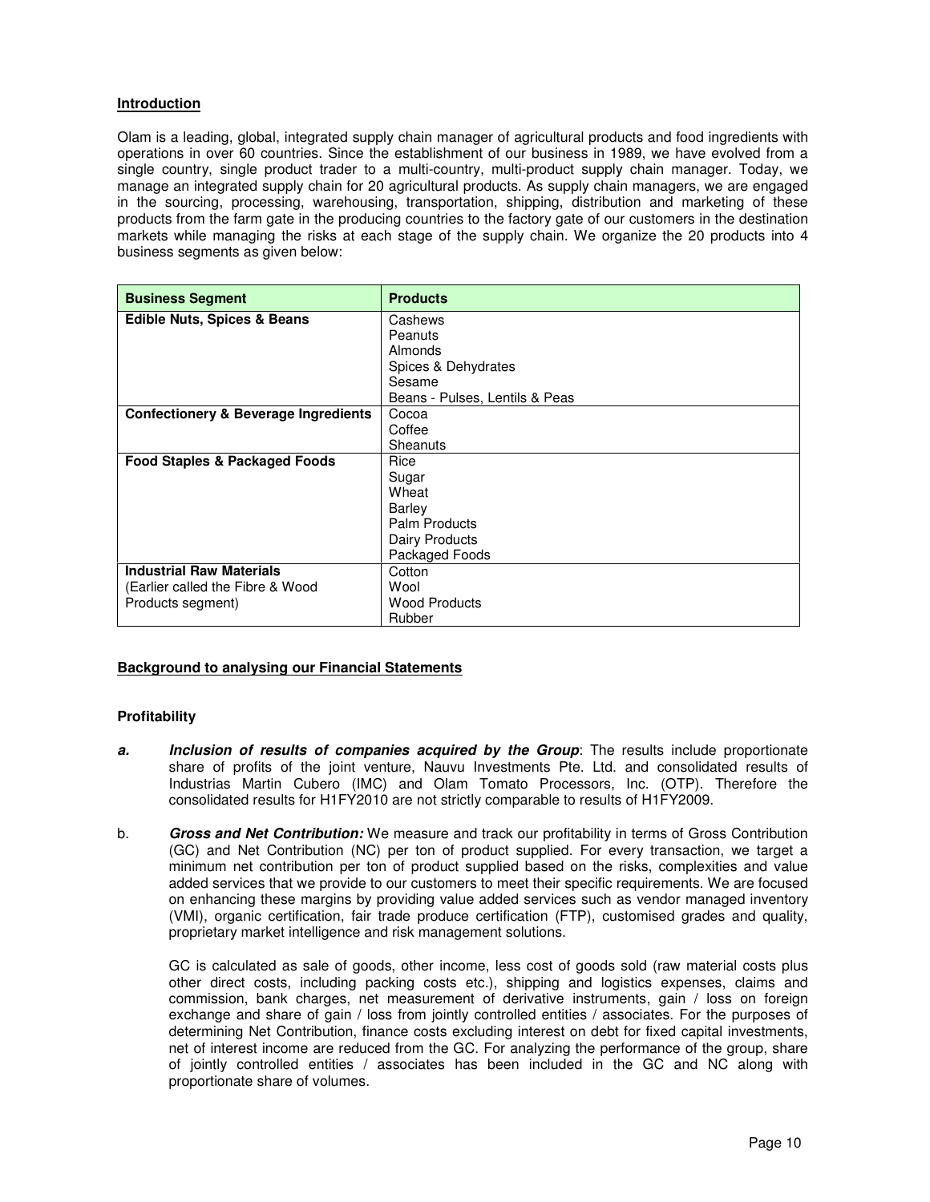## Introduction

Olam is a leading, global, integrated supply chain manager of agricultural products and food ingredients with operations in over 60 countries. Since the establishment of our business in 1989, we have evolved from a single country, single product trader to a multi-country, multi-product supply chain manager. Today, we manage an integrated supply chain for 20 agricultural products. As supply chain managers, we are engaged in the sourcing, processing, warehousing, transportation, shipping, distribution and marketing of these products from the farm gate in the producing countries to the factory gate of our customers in the destination markets while managing the risks at each stage of the supply chain. We organize the 20 products into 4 business segments as given below:

| Business Segment | Products |
|---|---|
| **Edible Nuts, Spices & Beans** | Cashews<br>Peanuts<br>Almonds<br>Spices & Dehydrates<br>Sesame<br>Beans - Pulses, Lentils & Peas |
| **Confectionery & Beverage Ingredients** | Cocoa<br>Coffee<br>Sheanuts |
| **Food Staples & Packaged Foods** | Rice<br>Sugar<br>Wheat<br>Barley<br>Palm Products<br>Dairy Products<br>Packaged Foods |
| **Industrial Raw Materials**<br>(Earlier called the Fibre & Wood Products segment) | Cotton<br>Wool<br>Wood Products<br>Rubber |

## Background to analysing our Financial Statements

### Profitability

a. ***Inclusion of results of companies acquired by the Group***: The results include proportionate share of profits of the joint venture, Nauvu Investments Pte. Ltd. and consolidated results of Industrias Martin Cubero (IMC) and Olam Tomato Processors, Inc. (OTP). Therefore the consolidated results for H1FY2010 are not strictly comparable to results of H1FY2009.

b. ***Gross and Net Contribution:*** We measure and track our profitability in terms of Gross Contribution (GC) and Net Contribution (NC) per ton of product supplied. For every transaction, we target a minimum net contribution per ton of product supplied based on the risks, complexities and value added services that we provide to our customers to meet their specific requirements. We are focused on enhancing these margins by providing value added services such as vendor managed inventory (VMI), organic certification, fair trade produce certification (FTP), customised grades and quality, proprietary market intelligence and risk management solutions.

   GC is calculated as sale of goods, other income, less cost of goods sold (raw material costs plus other direct costs, including packing costs etc.), shipping and logistics expenses, claims and commission, bank charges, net measurement of derivative instruments, gain / loss on foreign exchange and share of gain / loss from jointly controlled entities / associates. For the purposes of determining Net Contribution, finance costs excluding interest on debt for fixed capital investments, net of interest income are reduced from the GC. For analyzing the performance of the group, share of jointly controlled entities / associates has been included in the GC and NC along with proportionate share of volumes.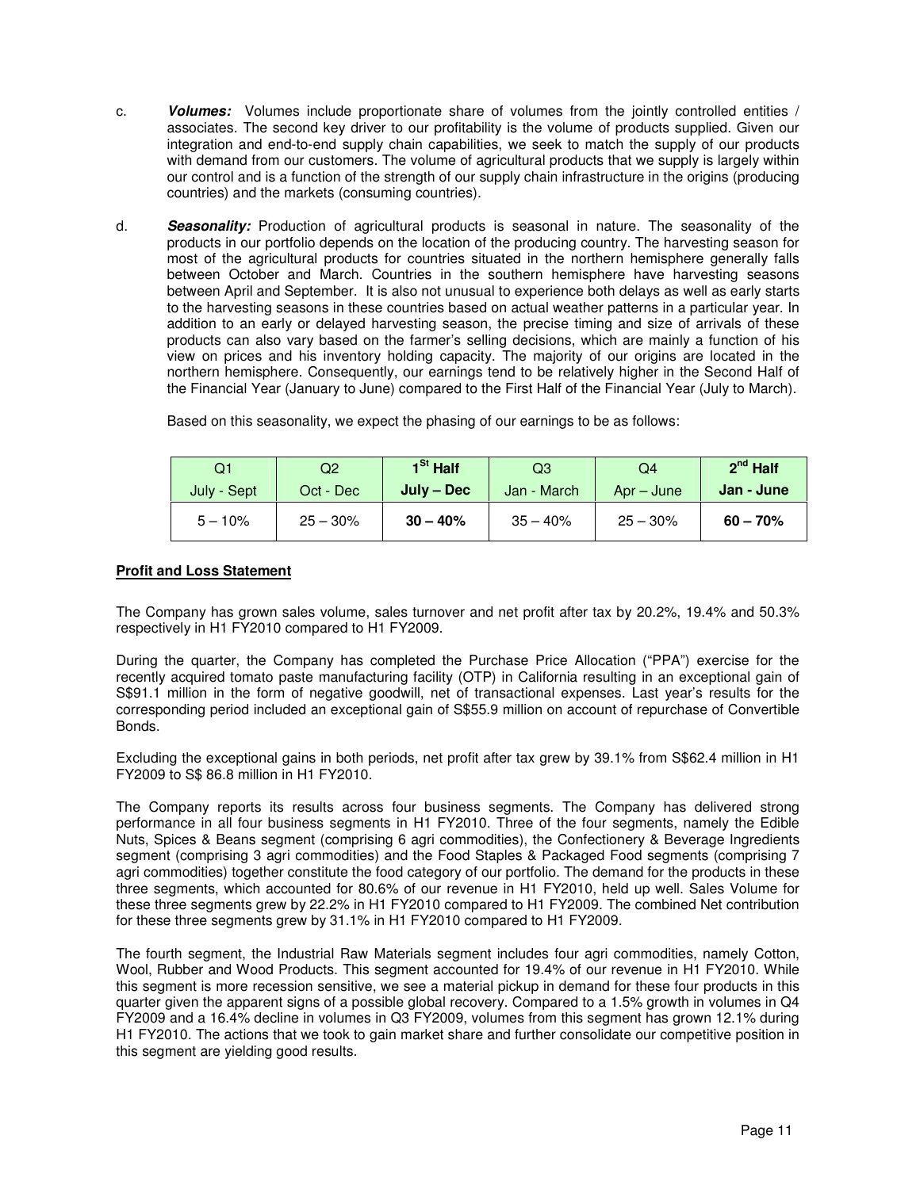c. ***Volumes:*** Volumes include proportionate share of volumes from the jointly controlled entities / associates. The second key driver to our profitability is the volume of products supplied. Given our integration and end-to-end supply chain capabilities, we seek to match the supply of our products with demand from our customers. The volume of agricultural products that we supply is largely within our control and is a function of the strength of our supply chain infrastructure in the origins (producing countries) and the markets (consuming countries).

d. ***Seasonality:*** Production of agricultural products is seasonal in nature. The seasonality of the products in our portfolio depends on the location of the producing country. The harvesting season for most of the agricultural products for countries situated in the northern hemisphere generally falls between October and March. Countries in the southern hemisphere have harvesting seasons between April and September. It is also not unusual to experience both delays as well as early starts to the harvesting seasons in these countries based on actual weather patterns in a particular year. In addition to an early or delayed harvesting season, the precise timing and size of arrivals of these products can also vary based on the farmer's selling decisions, which are mainly a function of his view on prices and his inventory holding capacity. The majority of our origins are located in the northern hemisphere. Consequently, our earnings tend to be relatively higher in the Second Half of the Financial Year (January to June) compared to the First Half of the Financial Year (July to March).

Based on this seasonality, we expect the phasing of our earnings to be as follows:

| Q1<br>July - Sept | Q2<br>Oct - Dec | **1st Half<br>July – Dec** | Q3<br>Jan - March | Q4<br>Apr – June | **2nd Half<br>Jan - June** |
|---|---|---|---|---|---|
| 5 – 10% | 25 – 30% | **30 – 40%** | 35 – 40% | 25 – 30% | **60 – 70%** |

**Profit and Loss Statement**

The Company has grown sales volume, sales turnover and net profit after tax by 20.2%, 19.4% and 50.3% respectively in H1 FY2010 compared to H1 FY2009.

During the quarter, the Company has completed the Purchase Price Allocation ("PPA") exercise for the recently acquired tomato paste manufacturing facility (OTP) in California resulting in an exceptional gain of S$91.1 million in the form of negative goodwill, net of transactional expenses. Last year's results for the corresponding period included an exceptional gain of S$55.9 million on account of repurchase of Convertible Bonds.

Excluding the exceptional gains in both periods, net profit after tax grew by 39.1% from S$62.4 million in H1 FY2009 to S$ 86.8 million in H1 FY2010.

The Company reports its results across four business segments. The Company has delivered strong performance in all four business segments in H1 FY2010. Three of the four segments, namely the Edible Nuts, Spices & Beans segment (comprising 6 agri commodities), the Confectionery & Beverage Ingredients segment (comprising 3 agri commodities) and the Food Staples & Packaged Food segments (comprising 7 agri commodities) together constitute the food category of our portfolio. The demand for the products in these three segments, which accounted for 80.6% of our revenue in H1 FY2010, held up well. Sales Volume for these three segments grew by 22.2% in H1 FY2010 compared to H1 FY2009. The combined Net contribution for these three segments grew by 31.1% in H1 FY2010 compared to H1 FY2009.

The fourth segment, the Industrial Raw Materials segment includes four agri commodities, namely Cotton, Wool, Rubber and Wood Products. This segment accounted for 19.4% of our revenue in H1 FY2010. While this segment is more recession sensitive, we see a material pickup in demand for these four products in this quarter given the apparent signs of a possible global recovery. Compared to a 1.5% growth in volumes in Q4 FY2009 and a 16.4% decline in volumes in Q3 FY2009, volumes from this segment has grown 12.1% during H1 FY2010. The actions that we took to gain market share and further consolidate our competitive position in this segment are yielding good results.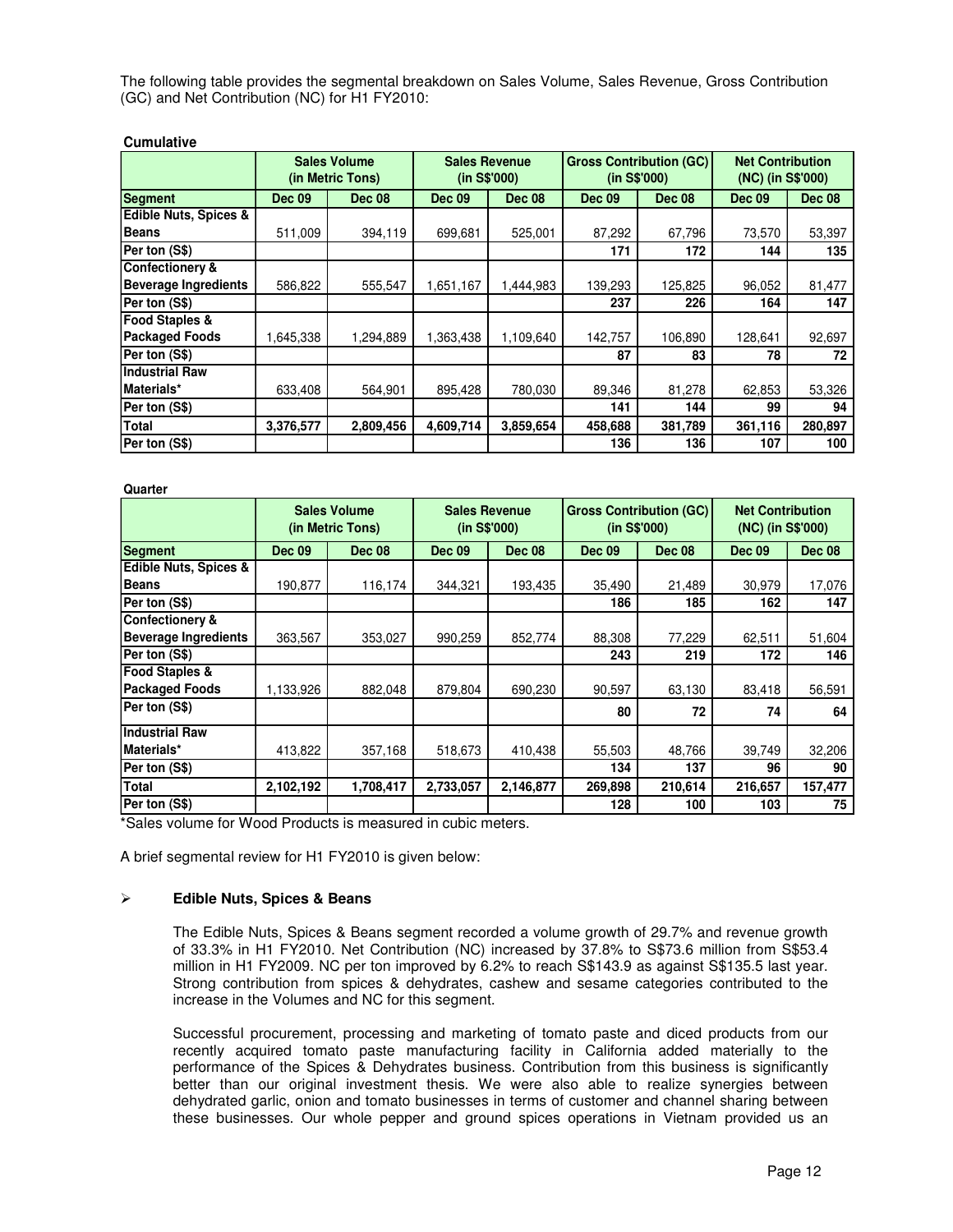The following table provides the segmental breakdown on Sales Volume, Sales Revenue, Gross Contribution (GC) and Net Contribution (NC) for H1 FY2010:

**Cumulative**

| | Sales Volume (in Metric Tons) | | Sales Revenue (in S$'000) | | Gross Contribution (GC) (in S$'000) | | Net Contribution (NC) (in S$'000) | |
|---|---|---|---|---|---|---|---|---|
| **Segment** | **Dec 09** | **Dec 08** | **Dec 09** | **Dec 08** | **Dec 09** | **Dec 08** | **Dec 09** | **Dec 08** |
| **Edible Nuts, Spices & Beans** | 511,009 | 394,119 | 699,681 | 525,001 | 87,292 | 67,796 | 73,570 | 53,397 |
| **Per ton (S$)** | | | | | **171** | **172** | **144** | **135** |
| **Confectionery & Beverage Ingredients** | 586,822 | 555,547 | 1,651,167 | 1,444,983 | 139,293 | 125,825 | 96,052 | 81,477 |
| **Per ton (S$)** | | | | | **237** | **226** | **164** | **147** |
| **Food Staples & Packaged Foods** | 1,645,338 | 1,294,889 | 1,363,438 | 1,109,640 | 142,757 | 106,890 | 128,641 | 92,697 |
| **Per ton (S$)** | | | | | **87** | **83** | **78** | **72** |
| **Industrial Raw Materials*** | 633,408 | 564,901 | 895,428 | 780,030 | 89,346 | 81,278 | 62,853 | 53,326 |
| **Per ton (S$)** | | | | | **141** | **144** | **99** | **94** |
| **Total** | **3,376,577** | **2,809,456** | **4,609,714** | **3,859,654** | **458,688** | **381,789** | **361,116** | **280,897** |
| **Per ton (S$)** | | | | | **136** | **136** | **107** | **100** |

**Quarter**

| | Sales Volume (in Metric Tons) | | Sales Revenue (in S$'000) | | Gross Contribution (GC) (in S$'000) | | Net Contribution (NC) (in S$'000) | |
|---|---|---|---|---|---|---|---|---|
| **Segment** | **Dec 09** | **Dec 08** | **Dec 09** | **Dec 08** | **Dec 09** | **Dec 08** | **Dec 09** | **Dec 08** |
| **Edible Nuts, Spices & Beans** | 190,877 | 116,174 | 344,321 | 193,435 | 35,490 | 21,489 | 30,979 | 17,076 |
| **Per ton (S$)** | | | | | **186** | **185** | **162** | **147** |
| **Confectionery & Beverage Ingredients** | 363,567 | 353,027 | 990,259 | 852,774 | 88,308 | 77,229 | 62,511 | 51,604 |
| **Per ton (S$)** | | | | | **243** | **219** | **172** | **146** |
| **Food Staples & Packaged Foods** | 1,133,926 | 882,048 | 879,804 | 690,230 | 90,597 | 63,130 | 83,418 | 56,591 |
| **Per ton (S$)** | | | | | **80** | **72** | **74** | **64** |
| **Industrial Raw Materials*** | 413,822 | 357,168 | 518,673 | 410,438 | 55,503 | 48,766 | 39,749 | 32,206 |
| **Per ton (S$)** | | | | | **134** | **137** | **96** | **90** |
| **Total** | **2,102,192** | **1,708,417** | **2,733,057** | **2,146,877** | **269,898** | **210,614** | **216,657** | **157,477** |
| **Per ton (S$)** | | | | | **128** | **100** | **103** | **75** |

*Sales volume for Wood Products is measured in cubic meters.

A brief segmental review for H1 FY2010 is given below:

- **Edible Nuts, Spices & Beans**

  The Edible Nuts, Spices & Beans segment recorded a volume growth of 29.7% and revenue growth of 33.3% in H1 FY2010. Net Contribution (NC) increased by 37.8% to S$73.6 million from S$53.4 million in H1 FY2009. NC per ton improved by 6.2% to reach S$143.9 as against S$135.5 last year. Strong contribution from spices & dehydrates, cashew and sesame categories contributed to the increase in the Volumes and NC for this segment.

  Successful procurement, processing and marketing of tomato paste and diced products from our recently acquired tomato paste manufacturing facility in California added materially to the performance of the Spices & Dehydrates business. Contribution from this business is significantly better than our original investment thesis. We were also able to realize synergies between dehydrated garlic, onion and tomato businesses in terms of customer and channel sharing between these businesses. Our whole pepper and ground spices operations in Vietnam provided us an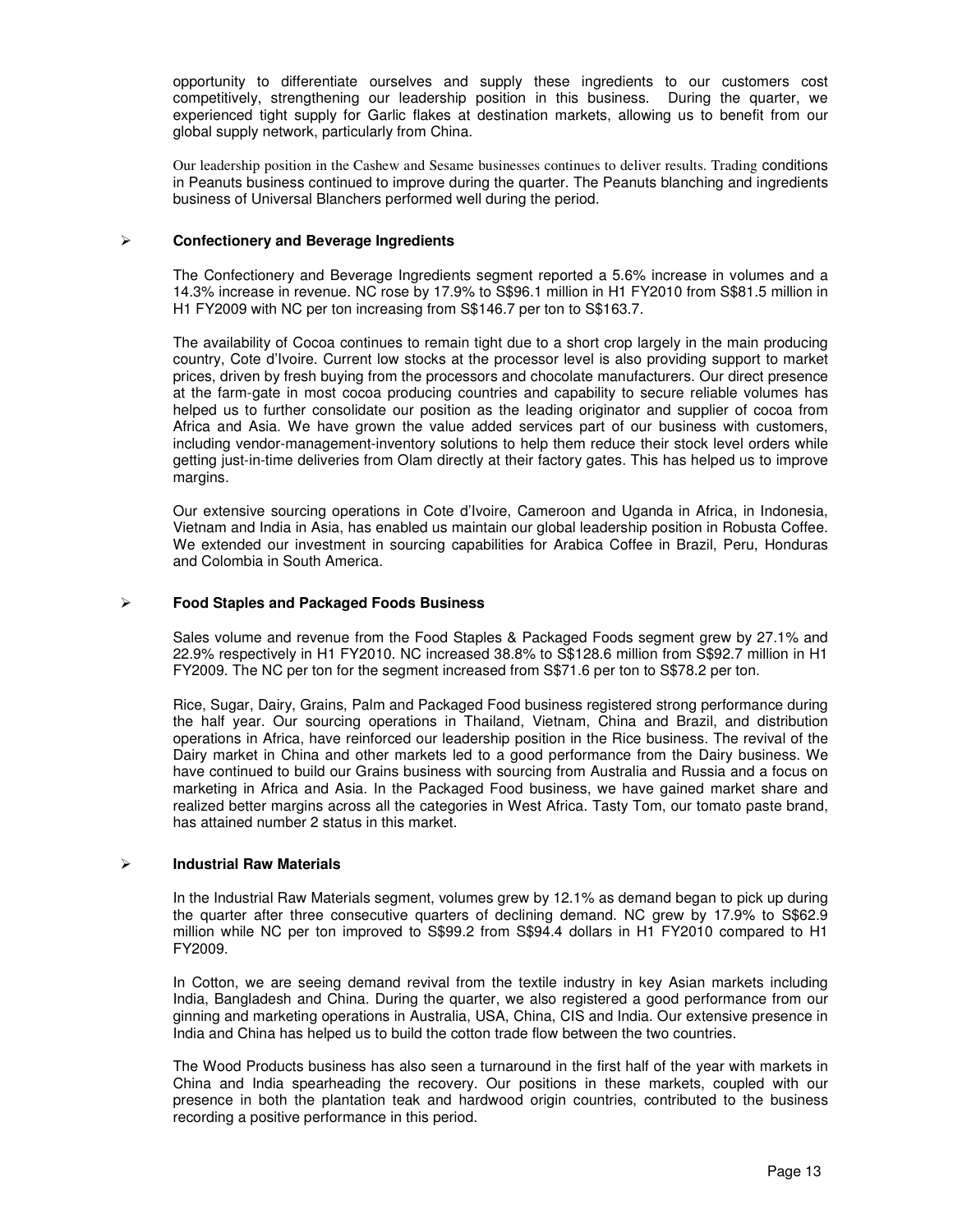opportunity to differentiate ourselves and supply these ingredients to our customers cost competitively, strengthening our leadership position in this business. During the quarter, we experienced tight supply for Garlic flakes at destination markets, allowing us to benefit from our global supply network, particularly from China.

Our leadership position in the Cashew and Sesame businesses continues to deliver results. Trading conditions in Peanuts business continued to improve during the quarter. The Peanuts blanching and ingredients business of Universal Blanchers performed well during the period.

- **Confectionery and Beverage Ingredients**

The Confectionery and Beverage Ingredients segment reported a 5.6% increase in volumes and a 14.3% increase in revenue. NC rose by 17.9% to S$96.1 million in H1 FY2010 from S$81.5 million in H1 FY2009 with NC per ton increasing from S$146.7 per ton to S$163.7.

The availability of Cocoa continues to remain tight due to a short crop largely in the main producing country, Cote d'Ivoire. Current low stocks at the processor level is also providing support to market prices, driven by fresh buying from the processors and chocolate manufacturers. Our direct presence at the farm-gate in most cocoa producing countries and capability to secure reliable volumes has helped us to further consolidate our position as the leading originator and supplier of cocoa from Africa and Asia. We have grown the value added services part of our business with customers, including vendor-management-inventory solutions to help them reduce their stock level orders while getting just-in-time deliveries from Olam directly at their factory gates. This has helped us to improve margins.

Our extensive sourcing operations in Cote d'Ivoire, Cameroon and Uganda in Africa, in Indonesia, Vietnam and India in Asia, has enabled us maintain our global leadership position in Robusta Coffee. We extended our investment in sourcing capabilities for Arabica Coffee in Brazil, Peru, Honduras and Colombia in South America.

- **Food Staples and Packaged Foods Business**

Sales volume and revenue from the Food Staples & Packaged Foods segment grew by 27.1% and 22.9% respectively in H1 FY2010. NC increased 38.8% to S$128.6 million from S$92.7 million in H1 FY2009. The NC per ton for the segment increased from S$71.6 per ton to S$78.2 per ton.

Rice, Sugar, Dairy, Grains, Palm and Packaged Food business registered strong performance during the half year. Our sourcing operations in Thailand, Vietnam, China and Brazil, and distribution operations in Africa, have reinforced our leadership position in the Rice business. The revival of the Dairy market in China and other markets led to a good performance from the Dairy business. We have continued to build our Grains business with sourcing from Australia and Russia and a focus on marketing in Africa and Asia. In the Packaged Food business, we have gained market share and realized better margins across all the categories in West Africa. Tasty Tom, our tomato paste brand, has attained number 2 status in this market.

- **Industrial Raw Materials**

In the Industrial Raw Materials segment, volumes grew by 12.1% as demand began to pick up during the quarter after three consecutive quarters of declining demand. NC grew by 17.9% to S$62.9 million while NC per ton improved to S$99.2 from S$94.4 dollars in H1 FY2010 compared to H1 FY2009.

In Cotton, we are seeing demand revival from the textile industry in key Asian markets including India, Bangladesh and China. During the quarter, we also registered a good performance from our ginning and marketing operations in Australia, USA, China, CIS and India. Our extensive presence in India and China has helped us to build the cotton trade flow between the two countries.

The Wood Products business has also seen a turnaround in the first half of the year with markets in China and India spearheading the recovery. Our positions in these markets, coupled with our presence in both the plantation teak and hardwood origin countries, contributed to the business recording a positive performance in this period.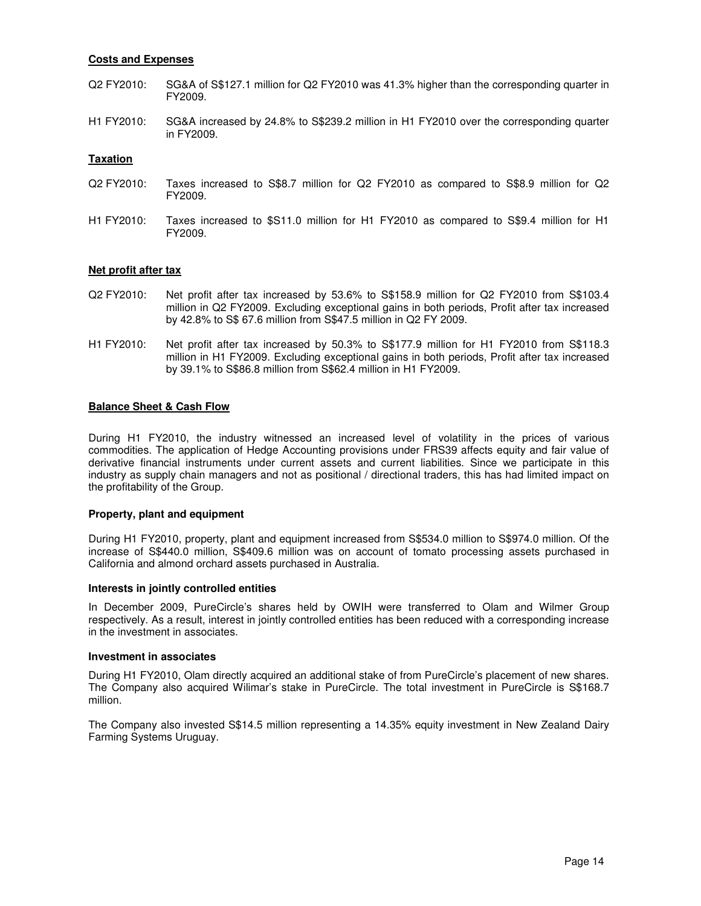**Costs and Expenses**

Q2 FY2010: SG&A of S$127.1 million for Q2 FY2010 was 41.3% higher than the corresponding quarter in FY2009.

H1 FY2010: SG&A increased by 24.8% to S$239.2 million in H1 FY2010 over the corresponding quarter in FY2009.

**Taxation**

Q2 FY2010: Taxes increased to S$8.7 million for Q2 FY2010 as compared to S$8.9 million for Q2 FY2009.

H1 FY2010: Taxes increased to $S11.0 million for H1 FY2010 as compared to S$9.4 million for H1 FY2009.

**Net profit after tax**

Q2 FY2010: Net profit after tax increased by 53.6% to S$158.9 million for Q2 FY2010 from S$103.4 million in Q2 FY2009. Excluding exceptional gains in both periods, Profit after tax increased by 42.8% to S$ 67.6 million from S$47.5 million in Q2 FY 2009.

H1 FY2010: Net profit after tax increased by 50.3% to S$177.9 million for H1 FY2010 from S$118.3 million in H1 FY2009. Excluding exceptional gains in both periods, Profit after tax increased by 39.1% to S$86.8 million from S$62.4 million in H1 FY2009.

**Balance Sheet & Cash Flow**

During H1 FY2010, the industry witnessed an increased level of volatility in the prices of various commodities. The application of Hedge Accounting provisions under FRS39 affects equity and fair value of derivative financial instruments under current assets and current liabilities. Since we participate in this industry as supply chain managers and not as positional / directional traders, this has had limited impact on the profitability of the Group.

**Property, plant and equipment**

During H1 FY2010, property, plant and equipment increased from S$534.0 million to S$974.0 million. Of the increase of S$440.0 million, S$409.6 million was on account of tomato processing assets purchased in California and almond orchard assets purchased in Australia.

**Interests in jointly controlled entities**

In December 2009, PureCircle's shares held by OWIH were transferred to Olam and Wilmer Group respectively. As a result, interest in jointly controlled entities has been reduced with a corresponding increase in the investment in associates.

**Investment in associates**

During H1 FY2010, Olam directly acquired an additional stake of from PureCircle's placement of new shares. The Company also acquired Wilimar's stake in PureCircle. The total investment in PureCircle is S$168.7 million.

The Company also invested S$14.5 million representing a 14.35% equity investment in New Zealand Dairy Farming Systems Uruguay.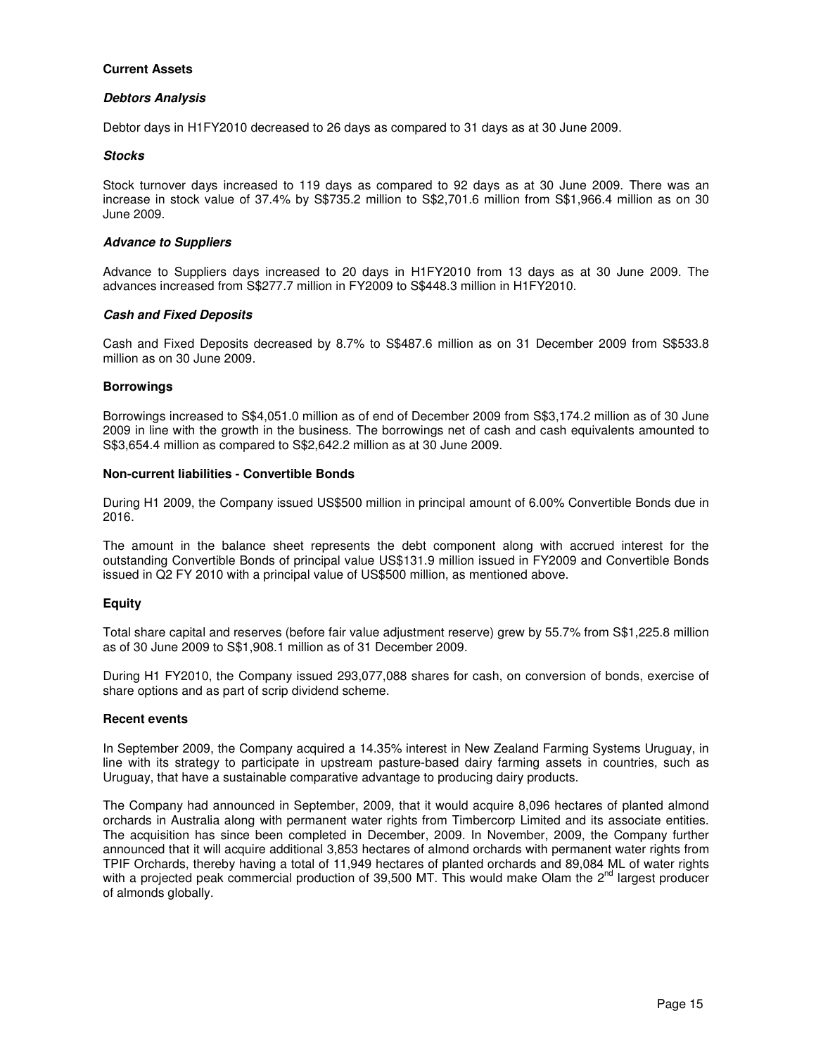## Current Assets

### *Debtors Analysis*

Debtor days in H1FY2010 decreased to 26 days as compared to 31 days as at 30 June 2009.

### *Stocks*

Stock turnover days increased to 119 days as compared to 92 days as at 30 June 2009. There was an increase in stock value of 37.4% by S$735.2 million to S$2,701.6 million from S$1,966.4 million as on 30 June 2009.

### *Advance to Suppliers*

Advance to Suppliers days increased to 20 days in H1FY2010 from 13 days as at 30 June 2009. The advances increased from S$277.7 million in FY2009 to S$448.3 million in H1FY2010.

### *Cash and Fixed Deposits*

Cash and Fixed Deposits decreased by 8.7% to S$487.6 million as on 31 December 2009 from S$533.8 million as on 30 June 2009.

## Borrowings

Borrowings increased to S$4,051.0 million as of end of December 2009 from S$3,174.2 million as of 30 June 2009 in line with the growth in the business. The borrowings net of cash and cash equivalents amounted to S$3,654.4 million as compared to S$2,642.2 million as at 30 June 2009.

## Non-current liabilities - Convertible Bonds

During H1 2009, the Company issued US$500 million in principal amount of 6.00% Convertible Bonds due in 2016.

The amount in the balance sheet represents the debt component along with accrued interest for the outstanding Convertible Bonds of principal value US$131.9 million issued in FY2009 and Convertible Bonds issued in Q2 FY 2010 with a principal value of US$500 million, as mentioned above.

## Equity

Total share capital and reserves (before fair value adjustment reserve) grew by 55.7% from S$1,225.8 million as of 30 June 2009 to S$1,908.1 million as of 31 December 2009.

During H1 FY2010, the Company issued 293,077,088 shares for cash, on conversion of bonds, exercise of share options and as part of scrip dividend scheme.

## Recent events

In September 2009, the Company acquired a 14.35% interest in New Zealand Farming Systems Uruguay, in line with its strategy to participate in upstream pasture-based dairy farming assets in countries, such as Uruguay, that have a sustainable comparative advantage to producing dairy products.

The Company had announced in September, 2009, that it would acquire 8,096 hectares of planted almond orchards in Australia along with permanent water rights from Timbercorp Limited and its associate entities. The acquisition has since been completed in December, 2009. In November, 2009, the Company further announced that it will acquire additional 3,853 hectares of almond orchards with permanent water rights from TPIF Orchards, thereby having a total of 11,949 hectares of planted orchards and 89,084 ML of water rights with a projected peak commercial production of 39,500 MT. This would make Olam the 2nd largest producer of almonds globally.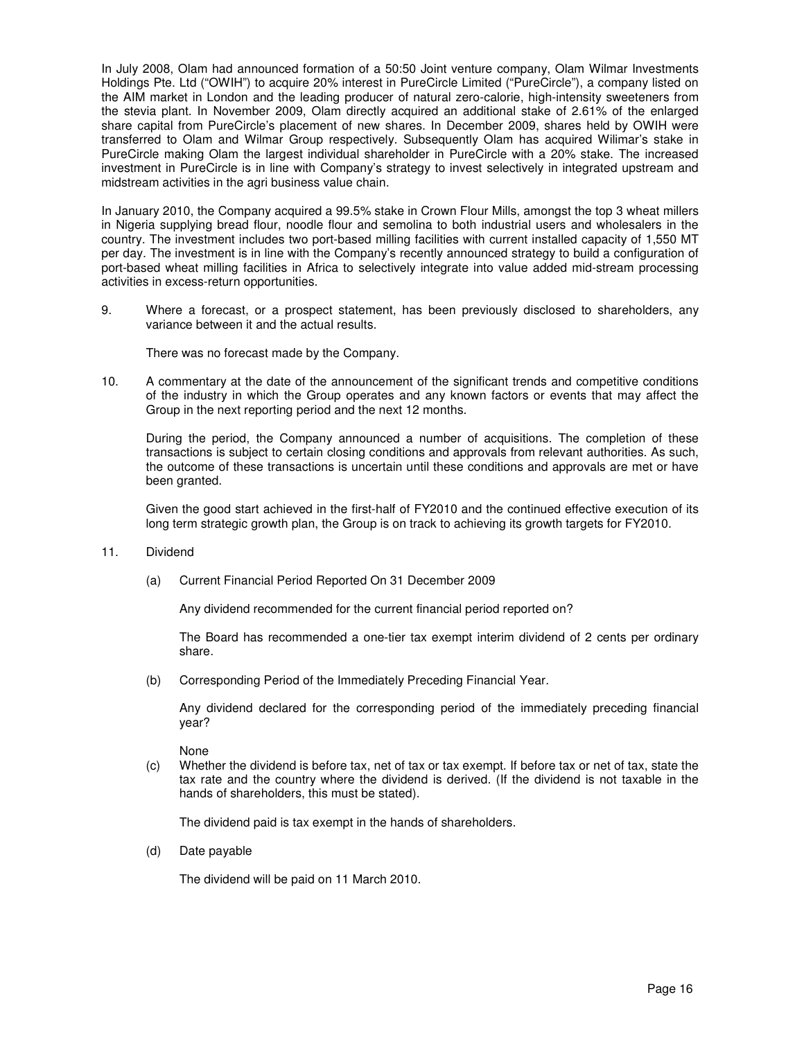In July 2008, Olam had announced formation of a 50:50 Joint venture company, Olam Wilmar Investments Holdings Pte. Ltd ("OWIH") to acquire 20% interest in PureCircle Limited ("PureCircle"), a company listed on the AIM market in London and the leading producer of natural zero-calorie, high-intensity sweeteners from the stevia plant. In November 2009, Olam directly acquired an additional stake of 2.61% of the enlarged share capital from PureCircle's placement of new shares. In December 2009, shares held by OWIH were transferred to Olam and Wilmar Group respectively. Subsequently Olam has acquired Wilimar's stake in PureCircle making Olam the largest individual shareholder in PureCircle with a 20% stake. The increased investment in PureCircle is in line with Company's strategy to invest selectively in integrated upstream and midstream activities in the agri business value chain.

In January 2010, the Company acquired a 99.5% stake in Crown Flour Mills, amongst the top 3 wheat millers in Nigeria supplying bread flour, noodle flour and semolina to both industrial users and wholesalers in the country. The investment includes two port-based milling facilities with current installed capacity of 1,550 MT per day. The investment is in line with the Company's recently announced strategy to build a configuration of port-based wheat milling facilities in Africa to selectively integrate into value added mid-stream processing activities in excess-return opportunities.

9. Where a forecast, or a prospect statement, has been previously disclosed to shareholders, any variance between it and the actual results.

   There was no forecast made by the Company.

10. A commentary at the date of the announcement of the significant trends and competitive conditions of the industry in which the Group operates and any known factors or events that may affect the Group in the next reporting period and the next 12 months.

    During the period, the Company announced a number of acquisitions. The completion of these transactions is subject to certain closing conditions and approvals from relevant authorities. As such, the outcome of these transactions is uncertain until these conditions and approvals are met or have been granted.

    Given the good start achieved in the first-half of FY2010 and the continued effective execution of its long term strategic growth plan, the Group is on track to achieving its growth targets for FY2010.

11. Dividend

    (a) Current Financial Period Reported On 31 December 2009

    Any dividend recommended for the current financial period reported on?

    The Board has recommended a one-tier tax exempt interim dividend of 2 cents per ordinary share.

    (b) Corresponding Period of the Immediately Preceding Financial Year.

    Any dividend declared for the corresponding period of the immediately preceding financial year?

    None

    (c) Whether the dividend is before tax, net of tax or tax exempt. If before tax or net of tax, state the tax rate and the country where the dividend is derived. (If the dividend is not taxable in the hands of shareholders, this must be stated).

    The dividend paid is tax exempt in the hands of shareholders.

    (d) Date payable

    The dividend will be paid on 11 March 2010.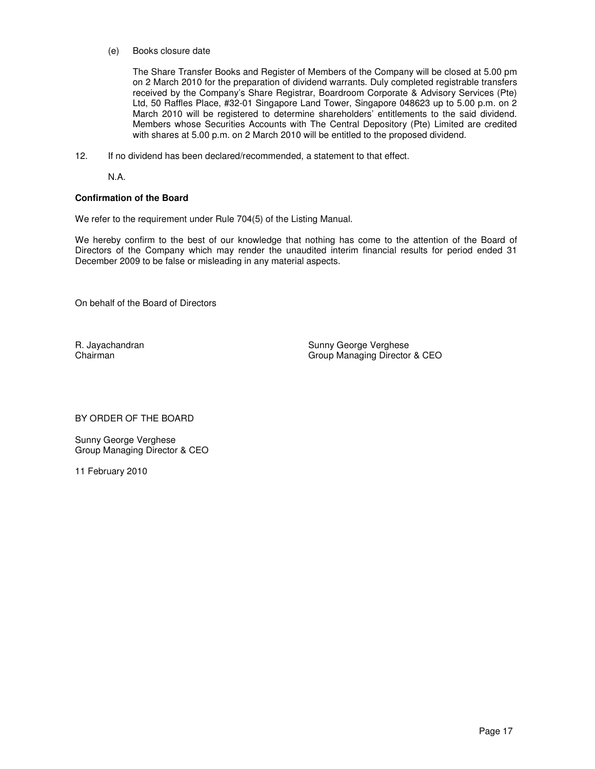(e) Books closure date

The Share Transfer Books and Register of Members of the Company will be closed at 5.00 pm on 2 March 2010 for the preparation of dividend warrants. Duly completed registrable transfers received by the Company's Share Registrar, Boardroom Corporate & Advisory Services (Pte) Ltd, 50 Raffles Place, #32-01 Singapore Land Tower, Singapore 048623 up to 5.00 p.m. on 2 March 2010 will be registered to determine shareholders' entitlements to the said dividend. Members whose Securities Accounts with The Central Depository (Pte) Limited are credited with shares at 5.00 p.m. on 2 March 2010 will be entitled to the proposed dividend.

12. If no dividend has been declared/recommended, a statement to that effect.

N.A.

**Confirmation of the Board**

We refer to the requirement under Rule 704(5) of the Listing Manual.

We hereby confirm to the best of our knowledge that nothing has come to the attention of the Board of Directors of the Company which may render the unaudited interim financial results for period ended 31 December 2009 to be false or misleading in any material aspects.

On behalf of the Board of Directors

R. Jayachandran
Chairman

Sunny George Verghese
Group Managing Director & CEO

BY ORDER OF THE BOARD

Sunny George Verghese
Group Managing Director & CEO

11 February 2010